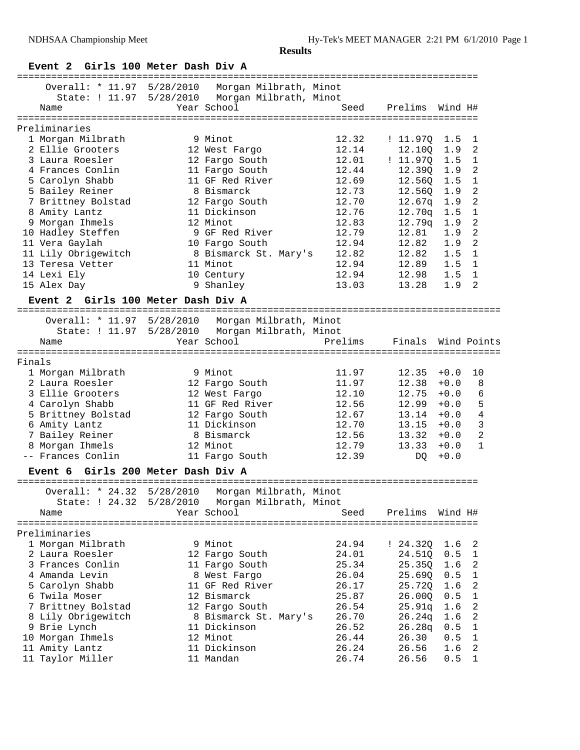**Results**

### Event 2 Girls 100 Meter Dash Div A

Overall: * 11.97 5/28/2010 Morgan Milbrath, Minot
State: ! 11.97 5/28/2010 Morgan Milbrath, Minot

**Preliminaries**

| Place | Name | Year | School | Seed | Prelims | Wind | H# |
|---|---|---|---|---|---|---|---|
| 1 | Morgan Milbrath | 9 | Minot | 12.32 | ! 11.97Q | 1.5 | 1 |
| 2 | Ellie Grooters | 12 | West Fargo | 12.14 | 12.10Q | 1.9 | 2 |
| 3 | Laura Roesler | 12 | Fargo South | 12.01 | ! 11.97Q | 1.5 | 1 |
| 4 | Frances Conlin | 11 | Fargo South | 12.44 | 12.39Q | 1.9 | 2 |
| 5 | Carolyn Shabb | 11 | GF Red River | 12.69 | 12.56Q | 1.5 | 1 |
| 5 | Bailey Reiner | 8 | Bismarck | 12.73 | 12.56Q | 1.9 | 2 |
| 7 | Brittney Bolstad | 12 | Fargo South | 12.70 | 12.67q | 1.9 | 2 |
| 8 | Amity Lantz | 11 | Dickinson | 12.76 | 12.70q | 1.5 | 1 |
| 9 | Morgan Ihmels | 12 | Minot | 12.83 | 12.79q | 1.9 | 2 |
| 10 | Hadley Steffen | 9 | GF Red River | 12.79 | 12.81 | 1.9 | 2 |
| 11 | Vera Gaylah | 10 | Fargo South | 12.94 | 12.82 | 1.9 | 2 |
| 11 | Lily Obrigewitch | 8 | Bismarck St. Mary's | 12.82 | 12.82 | 1.5 | 1 |
| 13 | Teresa Vetter | 11 | Minot | 12.94 | 12.89 | 1.5 | 1 |
| 14 | Lexi Ely | 10 | Century | 12.94 | 12.98 | 1.5 | 1 |
| 15 | Alex Day | 9 | Shanley | 13.03 | 13.28 | 1.9 | 2 |

### Event 2 Girls 100 Meter Dash Div A

Overall: * 11.97 5/28/2010 Morgan Milbrath, Minot
State: ! 11.97 5/28/2010 Morgan Milbrath, Minot

**Finals**

| Place | Name | Year | School | Prelims | Finals | Wind | Points |
|---|---|---|---|---|---|---|---|
| 1 | Morgan Milbrath | 9 | Minot | 11.97 | 12.35 | +0.0 | 10 |
| 2 | Laura Roesler | 12 | Fargo South | 11.97 | 12.38 | +0.0 | 8 |
| 3 | Ellie Grooters | 12 | West Fargo | 12.10 | 12.75 | +0.0 | 6 |
| 4 | Carolyn Shabb | 11 | GF Red River | 12.56 | 12.99 | +0.0 | 5 |
| 5 | Brittney Bolstad | 12 | Fargo South | 12.67 | 13.14 | +0.0 | 4 |
| 6 | Amity Lantz | 11 | Dickinson | 12.70 | 13.15 | +0.0 | 3 |
| 7 | Bailey Reiner | 8 | Bismarck | 12.56 | 13.32 | +0.0 | 2 |
| 8 | Morgan Ihmels | 12 | Minot | 12.79 | 13.33 | +0.0 | 1 |
| -- | Frances Conlin | 11 | Fargo South | 12.39 | DQ | +0.0 | |

### Event 6 Girls 200 Meter Dash Div A

Overall: * 24.32 5/28/2010 Morgan Milbrath, Minot
State: ! 24.32 5/28/2010 Morgan Milbrath, Minot

**Preliminaries**

| Place | Name | Year | School | Seed | Prelims | Wind | H# |
|---|---|---|---|---|---|---|---|
| 1 | Morgan Milbrath | 9 | Minot | 24.94 | ! 24.32Q | 1.6 | 2 |
| 2 | Laura Roesler | 12 | Fargo South | 24.01 | 24.51Q | 0.5 | 1 |
| 3 | Frances Conlin | 11 | Fargo South | 25.34 | 25.35Q | 1.6 | 2 |
| 4 | Amanda Levin | 8 | West Fargo | 26.04 | 25.69Q | 0.5 | 1 |
| 5 | Carolyn Shabb | 11 | GF Red River | 26.17 | 25.72Q | 1.6 | 2 |
| 6 | Twila Moser | 12 | Bismarck | 25.87 | 26.00Q | 0.5 | 1 |
| 7 | Brittney Bolstad | 12 | Fargo South | 26.54 | 25.91q | 1.6 | 2 |
| 8 | Lily Obrigewitch | 8 | Bismarck St. Mary's | 26.70 | 26.24q | 1.6 | 2 |
| 9 | Brie Lynch | 11 | Dickinson | 26.52 | 26.28q | 0.5 | 1 |
| 10 | Morgan Ihmels | 12 | Minot | 26.44 | 26.30 | 0.5 | 1 |
| 11 | Amity Lantz | 11 | Dickinson | 26.24 | 26.56 | 1.6 | 2 |
| 11 | Taylor Miller | 11 | Mandan | 26.74 | 26.56 | 0.5 | 1 |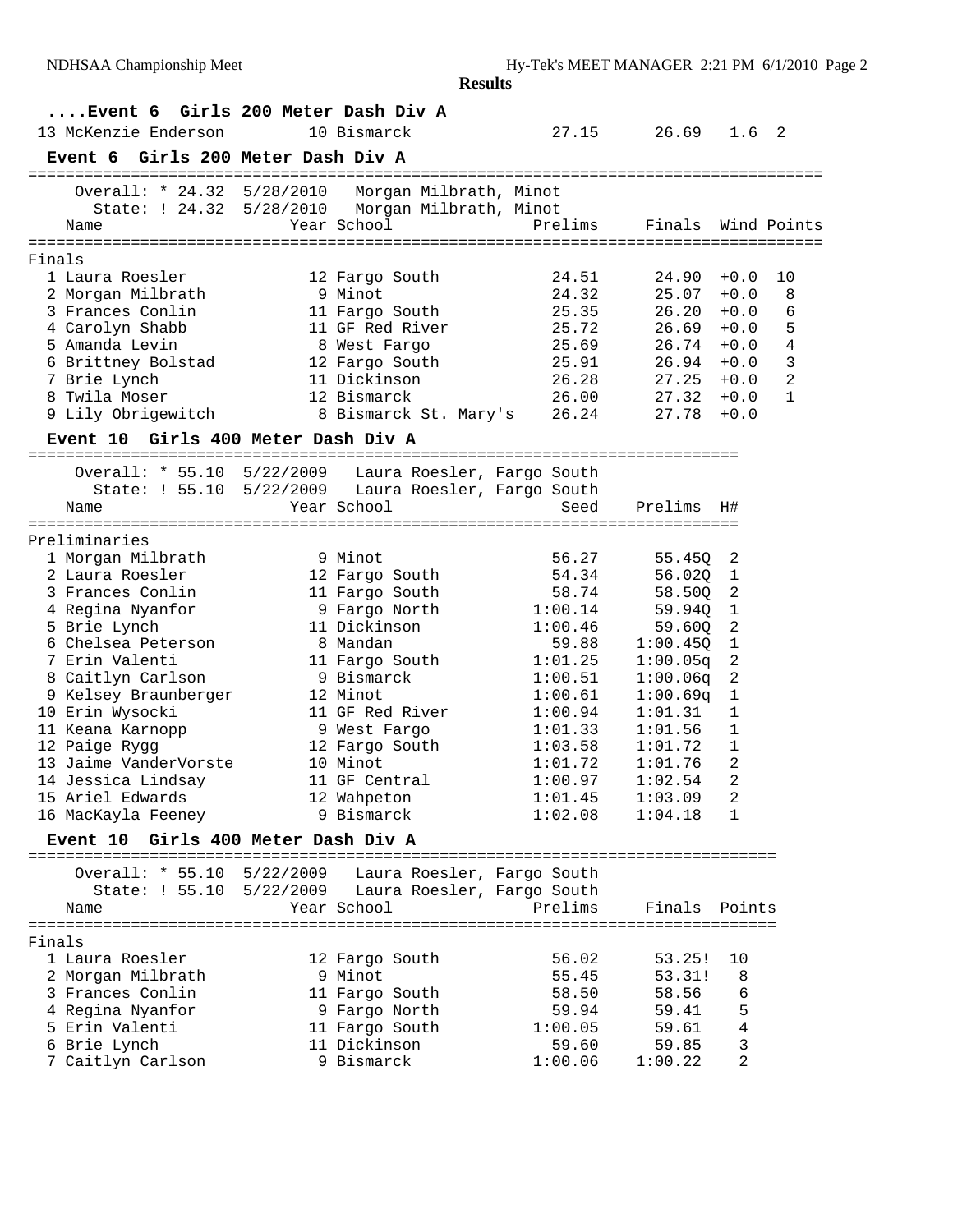## ....Event 6 Girls 200 Meter Dash Div A

| Name | Year | School | Prelims | Finals | Wind | H# |
|---|---|---|---|---|---|---|
| 13 McKenzie Enderson | 10 | Bismarck | 27.15 | 26.69 | 1.6 | 2 |

## Event 6 Girls 200 Meter Dash Div A

Overall: * 24.32 5/28/2010 Morgan Milbrath, Minot
State: ! 24.32 5/28/2010 Morgan Milbrath, Minot

**Finals**

| Name | Year | School | Prelims | Finals | Wind | Points |
|---|---|---|---|---|---|---|
| 1 Laura Roesler | 12 | Fargo South | 24.51 | 24.90 | +0.0 | 10 |
| 2 Morgan Milbrath | 9 | Minot | 24.32 | 25.07 | +0.0 | 8 |
| 3 Frances Conlin | 11 | Fargo South | 25.35 | 26.20 | +0.0 | 6 |
| 4 Carolyn Shabb | 11 | GF Red River | 25.72 | 26.69 | +0.0 | 5 |
| 5 Amanda Levin | 8 | West Fargo | 25.69 | 26.74 | +0.0 | 4 |
| 6 Brittney Bolstad | 12 | Fargo South | 25.91 | 26.94 | +0.0 | 3 |
| 7 Brie Lynch | 11 | Dickinson | 26.28 | 27.25 | +0.0 | 2 |
| 8 Twila Moser | 12 | Bismarck | 26.00 | 27.32 | +0.0 | 1 |
| 9 Lily Obrigewitch | 8 | Bismarck St. Mary's | 26.24 | 27.78 | +0.0 | |

## Event 10 Girls 400 Meter Dash Div A

Overall: * 55.10 5/22/2009 Laura Roesler, Fargo South
State: ! 55.10 5/22/2009 Laura Roesler, Fargo South

**Preliminaries**

| Name | Year | School | Seed | Prelims | H# |
|---|---|---|---|---|---|
| 1 Morgan Milbrath | 9 | Minot | 56.27 | 55.45Q | 2 |
| 2 Laura Roesler | 12 | Fargo South | 54.34 | 56.02Q | 1 |
| 3 Frances Conlin | 11 | Fargo South | 58.74 | 58.50Q | 2 |
| 4 Regina Nyanfor | 9 | Fargo North | 1:00.14 | 59.94Q | 1 |
| 5 Brie Lynch | 11 | Dickinson | 1:00.46 | 59.60Q | 2 |
| 6 Chelsea Peterson | 8 | Mandan | 59.88 | 1:00.45Q | 1 |
| 7 Erin Valenti | 11 | Fargo South | 1:01.25 | 1:00.05q | 2 |
| 8 Caitlyn Carlson | 9 | Bismarck | 1:00.51 | 1:00.06q | 2 |
| 9 Kelsey Braunberger | 12 | Minot | 1:00.61 | 1:00.69q | 1 |
| 10 Erin Wysocki | 11 | GF Red River | 1:00.94 | 1:01.31 | 1 |
| 11 Keana Karnopp | 9 | West Fargo | 1:01.33 | 1:01.56 | 1 |
| 12 Paige Rygg | 12 | Fargo South | 1:03.58 | 1:01.72 | 1 |
| 13 Jaime VanderVorste | 10 | Minot | 1:01.72 | 1:01.76 | 2 |
| 14 Jessica Lindsay | 11 | GF Central | 1:00.97 | 1:02.54 | 2 |
| 15 Ariel Edwards | 12 | Wahpeton | 1:01.45 | 1:03.09 | 2 |
| 16 MacKayla Feeney | 9 | Bismarck | 1:02.08 | 1:04.18 | 1 |

## Event 10 Girls 400 Meter Dash Div A

Overall: * 55.10 5/22/2009 Laura Roesler, Fargo South
State: ! 55.10 5/22/2009 Laura Roesler, Fargo South

**Finals**

| Name | Year | School | Prelims | Finals | Points |
|---|---|---|---|---|---|
| 1 Laura Roesler | 12 | Fargo South | 56.02 | 53.25! | 10 |
| 2 Morgan Milbrath | 9 | Minot | 55.45 | 53.31! | 8 |
| 3 Frances Conlin | 11 | Fargo South | 58.50 | 58.56 | 6 |
| 4 Regina Nyanfor | 9 | Fargo North | 59.94 | 59.41 | 5 |
| 5 Erin Valenti | 11 | Fargo South | 1:00.05 | 59.61 | 4 |
| 6 Brie Lynch | 11 | Dickinson | 59.60 | 59.85 | 3 |
| 7 Caitlyn Carlson | 9 | Bismarck | 1:00.06 | 1:00.22 | 2 |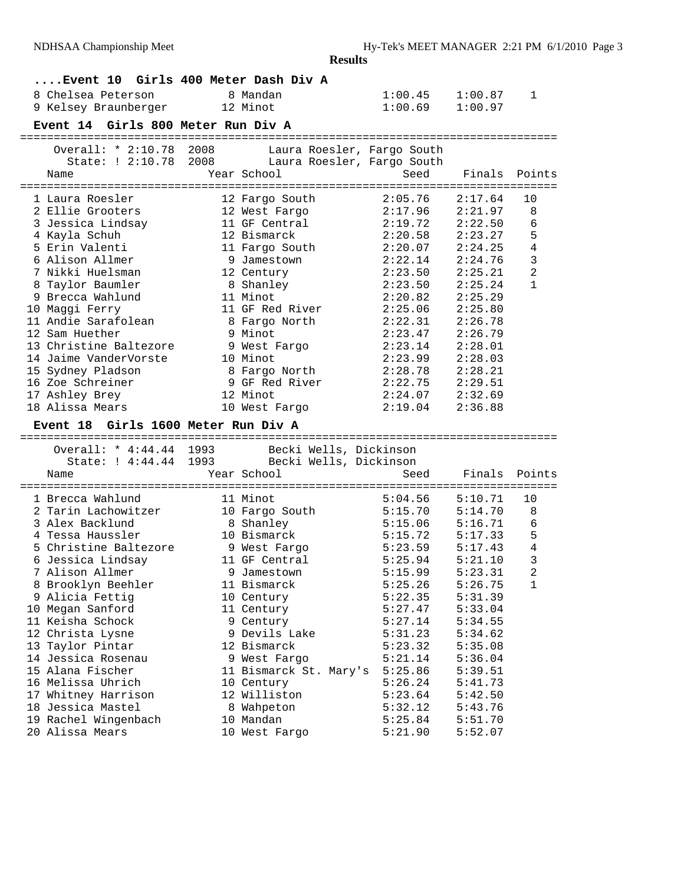## Results

### ....Event 10 Girls 400 Meter Dash Div A

| Place | Name | Year | School | Seed | Finals | Points |
|---|---|---|---|---|---|---|
| 8 | Chelsea Peterson | 8 | Mandan | 1:00.45 | 1:00.87 | 1 |
| 9 | Kelsey Braunberger | 12 | Minot | 1:00.69 | 1:00.97 | |

### Event 14 Girls 800 Meter Run Div A

Overall: * 2:10.78 2008 Laura Roesler, Fargo South
State: ! 2:10.78 2008 Laura Roesler, Fargo South

| Place | Name | Year | School | Seed | Finals | Points |
|---|---|---|---|---|---|---|
| 1 | Laura Roesler | 12 | Fargo South | 2:05.76 | 2:17.64 | 10 |
| 2 | Ellie Grooters | 12 | West Fargo | 2:17.96 | 2:21.97 | 8 |
| 3 | Jessica Lindsay | 11 | GF Central | 2:19.72 | 2:22.50 | 6 |
| 4 | Kayla Schuh | 12 | Bismarck | 2:20.58 | 2:23.27 | 5 |
| 5 | Erin Valenti | 11 | Fargo South | 2:20.07 | 2:24.25 | 4 |
| 6 | Alison Allmer | 9 | Jamestown | 2:22.14 | 2:24.76 | 3 |
| 7 | Nikki Huelsman | 12 | Century | 2:23.50 | 2:25.21 | 2 |
| 8 | Taylor Baumler | 8 | Shanley | 2:23.50 | 2:25.24 | 1 |
| 9 | Brecca Wahlund | 11 | Minot | 2:20.82 | 2:25.29 | |
| 10 | Maggi Ferry | 11 | GF Red River | 2:25.06 | 2:25.80 | |
| 11 | Andie Sarafolean | 8 | Fargo North | 2:22.31 | 2:26.78 | |
| 12 | Sam Huether | 9 | Minot | 2:23.47 | 2:26.79 | |
| 13 | Christine Baltezore | 9 | West Fargo | 2:23.14 | 2:28.01 | |
| 14 | Jaime VanderVorste | 10 | Minot | 2:23.99 | 2:28.03 | |
| 15 | Sydney Pladson | 8 | Fargo North | 2:28.78 | 2:28.21 | |
| 16 | Zoe Schreiner | 9 | GF Red River | 2:22.75 | 2:29.51 | |
| 17 | Ashley Brey | 12 | Minot | 2:24.07 | 2:32.69 | |
| 18 | Alissa Mears | 10 | West Fargo | 2:19.04 | 2:36.88 | |

### Event 18 Girls 1600 Meter Run Div A

Overall: * 4:44.44 1993 Becki Wells, Dickinson
State: ! 4:44.44 1993 Becki Wells, Dickinson

| Place | Name | Year | School | Seed | Finals | Points |
|---|---|---|---|---|---|---|
| 1 | Brecca Wahlund | 11 | Minot | 5:04.56 | 5:10.71 | 10 |
| 2 | Tarin Lachowitzer | 10 | Fargo South | 5:15.70 | 5:14.70 | 8 |
| 3 | Alex Backlund | 8 | Shanley | 5:15.06 | 5:16.71 | 6 |
| 4 | Tessa Haussler | 10 | Bismarck | 5:15.72 | 5:17.33 | 5 |
| 5 | Christine Baltezore | 9 | West Fargo | 5:23.59 | 5:17.43 | 4 |
| 6 | Jessica Lindsay | 11 | GF Central | 5:25.94 | 5:21.10 | 3 |
| 7 | Alison Allmer | 9 | Jamestown | 5:15.99 | 5:23.31 | 2 |
| 8 | Brooklyn Beehler | 11 | Bismarck | 5:25.26 | 5:26.75 | 1 |
| 9 | Alicia Fettig | 10 | Century | 5:22.35 | 5:31.39 | |
| 10 | Megan Sanford | 11 | Century | 5:27.47 | 5:33.04 | |
| 11 | Keisha Schock | 9 | Century | 5:27.14 | 5:34.55 | |
| 12 | Christa Lysne | 9 | Devils Lake | 5:31.23 | 5:34.62 | |
| 13 | Taylor Pintar | 12 | Bismarck | 5:23.32 | 5:35.08 | |
| 14 | Jessica Rosenau | 9 | West Fargo | 5:21.14 | 5:36.04 | |
| 15 | Alana Fischer | 11 | Bismarck St. Mary's | 5:25.86 | 5:39.51 | |
| 16 | Melissa Uhrich | 10 | Century | 5:26.24 | 5:41.73 | |
| 17 | Whitney Harrison | 12 | Williston | 5:23.64 | 5:42.50 | |
| 18 | Jessica Mastel | 8 | Wahpeton | 5:32.12 | 5:43.76 | |
| 19 | Rachel Wingenbach | 10 | Mandan | 5:25.84 | 5:51.70 | |
| 20 | Alissa Mears | 10 | West Fargo | 5:21.90 | 5:52.07 | |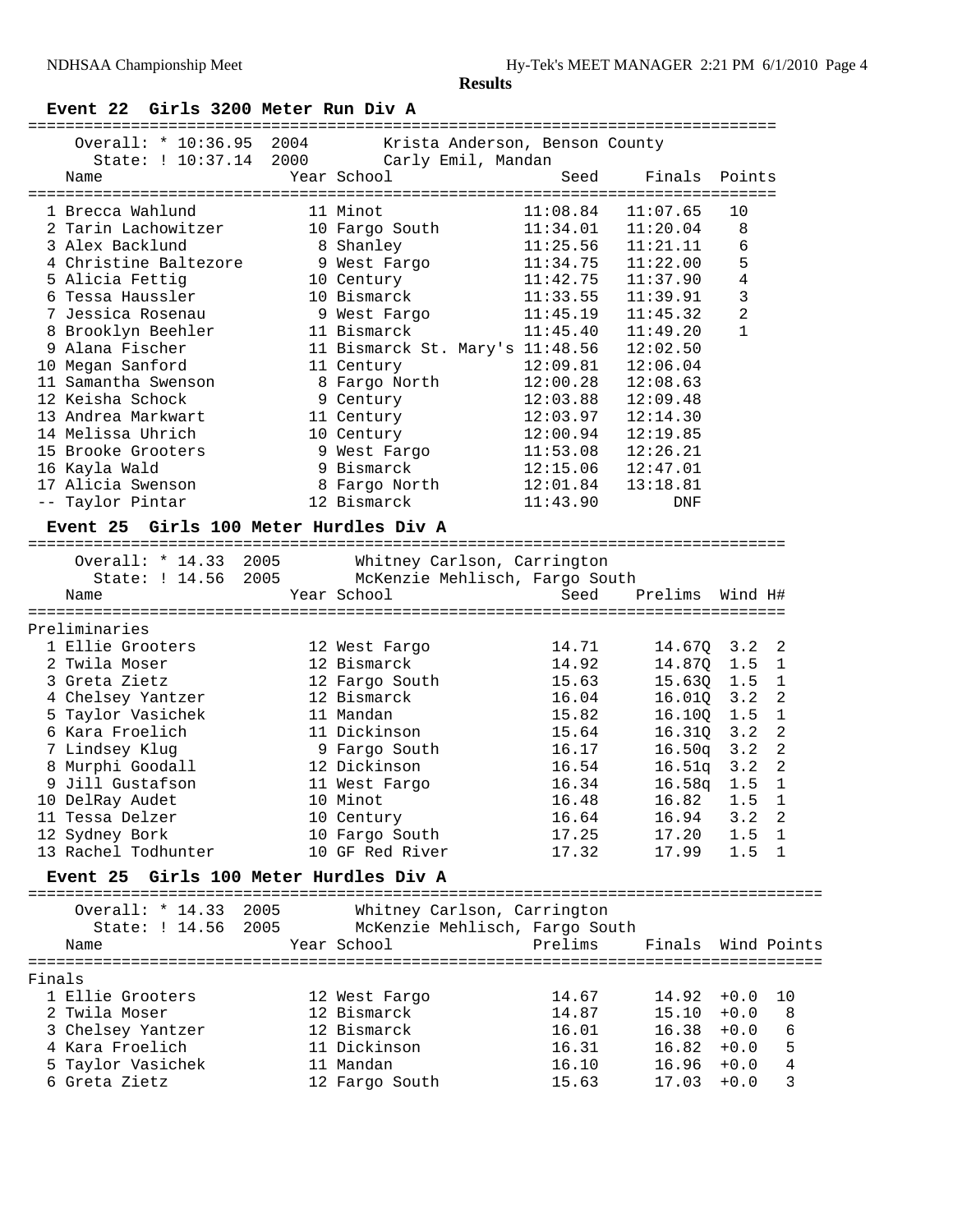**Results**

### Event 22 Girls 3200 Meter Run Div A

Overall: * 10:36.95 2004 Krista Anderson, Benson County
State: ! 10:37.14 2000 Carly Emil, Mandan

| Place | Name | Year | School | Seed | Finals | Points |
|---|---|---|---|---|---|---|
| 1 | Brecca Wahlund | 11 | Minot | 11:08.84 | 11:07.65 | 10 |
| 2 | Tarin Lachowitzer | 10 | Fargo South | 11:34.01 | 11:20.04 | 8 |
| 3 | Alex Backlund | 8 | Shanley | 11:25.56 | 11:21.11 | 6 |
| 4 | Christine Baltezore | 9 | West Fargo | 11:34.75 | 11:22.00 | 5 |
| 5 | Alicia Fettig | 10 | Century | 11:42.75 | 11:37.90 | 4 |
| 6 | Tessa Haussler | 10 | Bismarck | 11:33.55 | 11:39.91 | 3 |
| 7 | Jessica Rosenau | 9 | West Fargo | 11:45.19 | 11:45.32 | 2 |
| 8 | Brooklyn Beehler | 11 | Bismarck | 11:45.40 | 11:49.20 | 1 |
| 9 | Alana Fischer | 11 | Bismarck St. Mary's | 11:48.56 | 12:02.50 | |
| 10 | Megan Sanford | 11 | Century | 12:09.81 | 12:06.04 | |
| 11 | Samantha Swenson | 8 | Fargo North | 12:00.28 | 12:08.63 | |
| 12 | Keisha Schock | 9 | Century | 12:03.88 | 12:09.48 | |
| 13 | Andrea Markwart | 11 | Century | 12:03.97 | 12:14.30 | |
| 14 | Melissa Uhrich | 10 | Century | 12:00.94 | 12:19.85 | |
| 15 | Brooke Grooters | 9 | West Fargo | 11:53.08 | 12:26.21 | |
| 16 | Kayla Wald | 9 | Bismarck | 12:15.06 | 12:47.01 | |
| 17 | Alicia Swenson | 8 | Fargo North | 12:01.84 | 13:18.81 | |
| -- | Taylor Pintar | 12 | Bismarck | 11:43.90 | DNF | |

### Event 25 Girls 100 Meter Hurdles Div A

Overall: * 14.33 2005 Whitney Carlson, Carrington
State: ! 14.56 2005 McKenzie Mehlisch, Fargo South

**Preliminaries**

| Place | Name | Year | School | Seed | Prelims | Wind | H# |
|---|---|---|---|---|---|---|---|
| 1 | Ellie Grooters | 12 | West Fargo | 14.71 | 14.67Q | 3.2 | 2 |
| 2 | Twila Moser | 12 | Bismarck | 14.92 | 14.87Q | 1.5 | 1 |
| 3 | Greta Zietz | 12 | Fargo South | 15.63 | 15.63Q | 1.5 | 1 |
| 4 | Chelsey Yantzer | 12 | Bismarck | 16.04 | 16.01Q | 3.2 | 2 |
| 5 | Taylor Vasichek | 11 | Mandan | 15.82 | 16.10Q | 1.5 | 1 |
| 6 | Kara Froelich | 11 | Dickinson | 15.64 | 16.31Q | 3.2 | 2 |
| 7 | Lindsey Klug | 9 | Fargo South | 16.17 | 16.50q | 3.2 | 2 |
| 8 | Murphi Goodall | 12 | Dickinson | 16.54 | 16.51q | 3.2 | 2 |
| 9 | Jill Gustafson | 11 | West Fargo | 16.34 | 16.58q | 1.5 | 1 |
| 10 | DelRay Audet | 10 | Minot | 16.48 | 16.82 | 1.5 | 1 |
| 11 | Tessa Delzer | 10 | Century | 16.64 | 16.94 | 3.2 | 2 |
| 12 | Sydney Bork | 10 | Fargo South | 17.25 | 17.20 | 1.5 | 1 |
| 13 | Rachel Todhunter | 10 | GF Red River | 17.32 | 17.99 | 1.5 | 1 |

### Event 25 Girls 100 Meter Hurdles Div A

Overall: * 14.33 2005 Whitney Carlson, Carrington
State: ! 14.56 2005 McKenzie Mehlisch, Fargo South

**Finals**

| Place | Name | Year | School | Prelims | Finals | Wind | Points |
|---|---|---|---|---|---|---|---|
| 1 | Ellie Grooters | 12 | West Fargo | 14.67 | 14.92 | +0.0 | 10 |
| 2 | Twila Moser | 12 | Bismarck | 14.87 | 15.10 | +0.0 | 8 |
| 3 | Chelsey Yantzer | 12 | Bismarck | 16.01 | 16.38 | +0.0 | 6 |
| 4 | Kara Froelich | 11 | Dickinson | 16.31 | 16.82 | +0.0 | 5 |
| 5 | Taylor Vasichek | 11 | Mandan | 16.10 | 16.96 | +0.0 | 4 |
| 6 | Greta Zietz | 12 | Fargo South | 15.63 | 17.03 | +0.0 | 3 |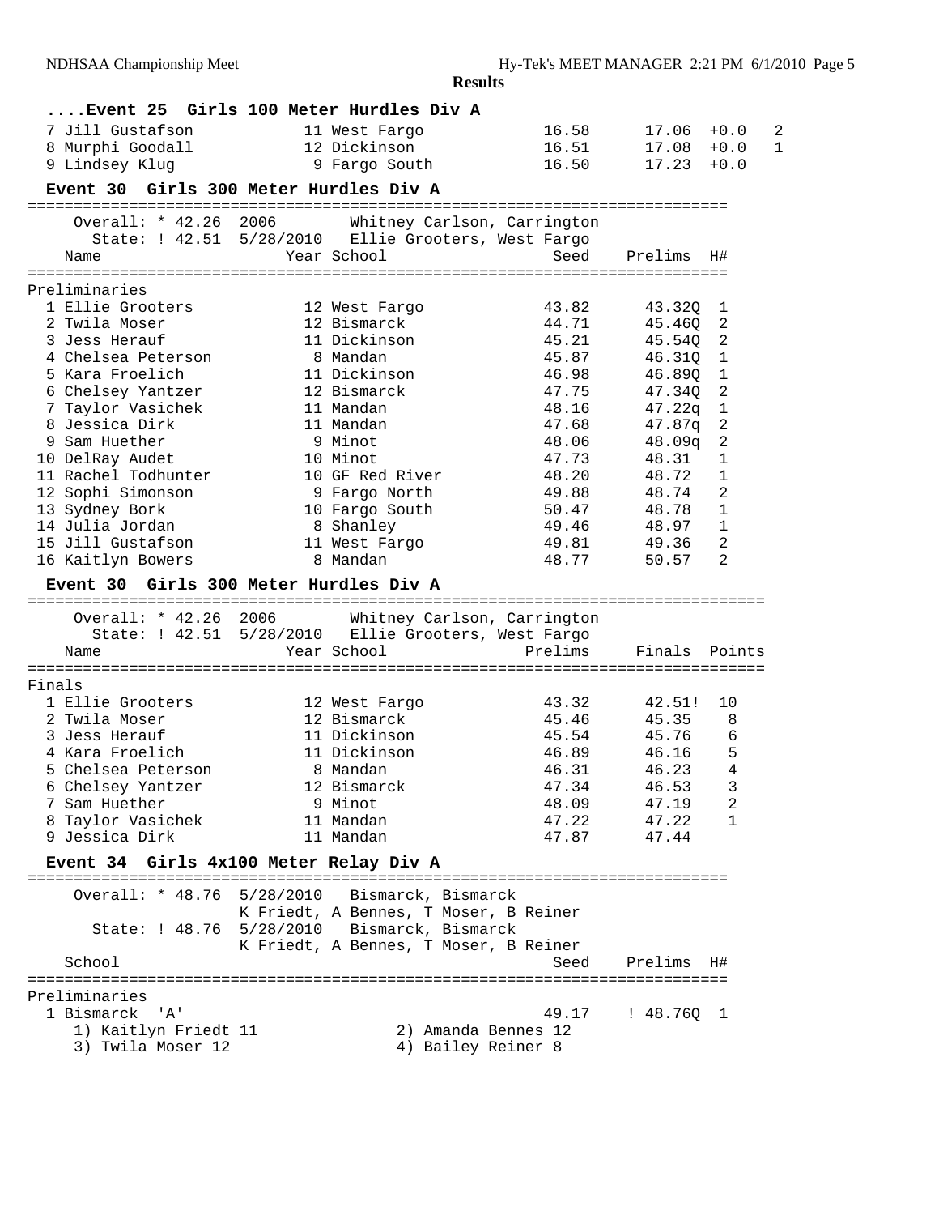**Results**

## ....Event 25 Girls 100 Meter Hurdles Div A

| Place | Name | Year | School | Seed | Prelims | Wind | H# |
|---|---|---|---|---|---|---|---|
| 7 | Jill Gustafson | 11 | West Fargo | 16.58 | 17.06 | +0.0 | 2 |
| 8 | Murphi Goodall | 12 | Dickinson | 16.51 | 17.08 | +0.0 | 1 |
| 9 | Lindsey Klug | 9 | Fargo South | 16.50 | 17.23 | +0.0 | |

## Event 30 Girls 300 Meter Hurdles Div A

Overall: * 42.26 2006 Whitney Carlson, Carrington
State: ! 42.51 5/28/2010 Ellie Grooters, West Fargo

Preliminaries

| Place | Name | Year | School | Seed | Prelims | H# |
|---|---|---|---|---|---|---|
| 1 | Ellie Grooters | 12 | West Fargo | 43.82 | 43.32Q | 1 |
| 2 | Twila Moser | 12 | Bismarck | 44.71 | 45.46Q | 2 |
| 3 | Jess Herauf | 11 | Dickinson | 45.21 | 45.54Q | 2 |
| 4 | Chelsea Peterson | 8 | Mandan | 45.87 | 46.31Q | 1 |
| 5 | Kara Froelich | 11 | Dickinson | 46.98 | 46.89Q | 1 |
| 6 | Chelsey Yantzer | 12 | Bismarck | 47.75 | 47.34Q | 2 |
| 7 | Taylor Vasichek | 11 | Mandan | 48.16 | 47.22q | 1 |
| 8 | Jessica Dirk | 11 | Mandan | 47.68 | 47.87q | 2 |
| 9 | Sam Huether | 9 | Minot | 48.06 | 48.09q | 2 |
| 10 | DelRay Audet | 10 | Minot | 47.73 | 48.31 | 1 |
| 11 | Rachel Todhunter | 10 | GF Red River | 48.20 | 48.72 | 1 |
| 12 | Sophi Simonson | 9 | Fargo North | 49.88 | 48.74 | 2 |
| 13 | Sydney Bork | 10 | Fargo South | 50.47 | 48.78 | 1 |
| 14 | Julia Jordan | 8 | Shanley | 49.46 | 48.97 | 1 |
| 15 | Jill Gustafson | 11 | West Fargo | 49.81 | 49.36 | 2 |
| 16 | Kaitlyn Bowers | 8 | Mandan | 48.77 | 50.57 | 2 |

## Event 30 Girls 300 Meter Hurdles Div A

Overall: * 42.26 2006 Whitney Carlson, Carrington
State: ! 42.51 5/28/2010 Ellie Grooters, West Fargo

Finals

| Place | Name | Year | School | Prelims | Finals | Points |
|---|---|---|---|---|---|---|
| 1 | Ellie Grooters | 12 | West Fargo | 43.32 | 42.51! | 10 |
| 2 | Twila Moser | 12 | Bismarck | 45.46 | 45.35 | 8 |
| 3 | Jess Herauf | 11 | Dickinson | 45.54 | 45.76 | 6 |
| 4 | Kara Froelich | 11 | Dickinson | 46.89 | 46.16 | 5 |
| 5 | Chelsea Peterson | 8 | Mandan | 46.31 | 46.23 | 4 |
| 6 | Chelsey Yantzer | 12 | Bismarck | 47.34 | 46.53 | 3 |
| 7 | Sam Huether | 9 | Minot | 48.09 | 47.19 | 2 |
| 8 | Taylor Vasichek | 11 | Mandan | 47.22 | 47.22 | 1 |
| 9 | Jessica Dirk | 11 | Mandan | 47.87 | 47.44 | |

## Event 34 Girls 4x100 Meter Relay Div A

Overall: * 48.76 5/28/2010 Bismarck, Bismarck
K Friedt, A Bennes, T Moser, B Reiner
State: ! 48.76 5/28/2010 Bismarck, Bismarck
K Friedt, A Bennes, T Moser, B Reiner

Preliminaries

| Place | School | Seed | Prelims | H# |
|---|---|---|---|---|
| 1 | Bismarck 'A' | 49.17 | ! 48.76Q | 1 |

1) Kaitlyn Friedt 11 2) Amanda Bennes 12
3) Twila Moser 12 4) Bailey Reiner 8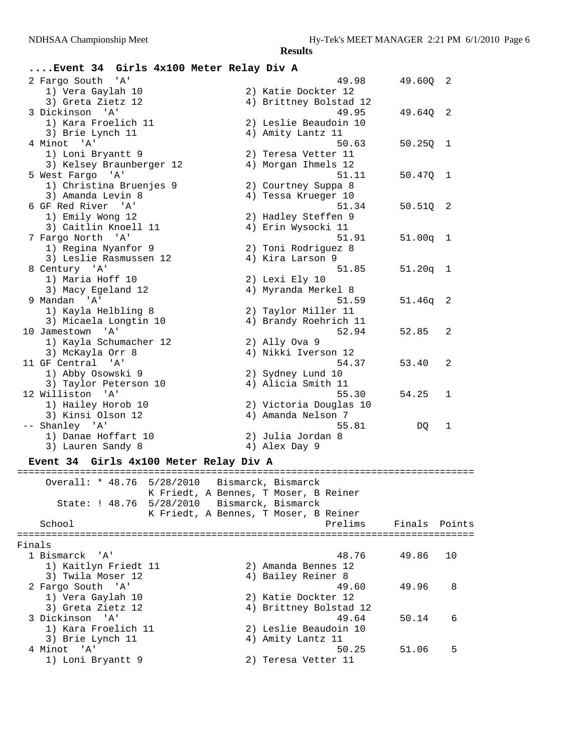## ....Event 34 Girls 4x100 Meter Relay Div A

| | School | | Seed | Prelims | H# |
|---|---|---|---|---|---|
| 2 | Fargo South 'A' | | 49.98 | 49.60Q | 2 |
| | 1) Vera Gaylah 10 | 2) Katie Dockter 12 | | | |
| | 3) Greta Zietz 12 | 4) Brittney Bolstad 12 | | | |
| 3 | Dickinson 'A' | | 49.95 | 49.64Q | 2 |
| | 1) Kara Froelich 11 | 2) Leslie Beaudoin 10 | | | |
| | 3) Brie Lynch 11 | 4) Amity Lantz 11 | | | |
| 4 | Minot 'A' | | 50.63 | 50.25Q | 1 |
| | 1) Loni Bryantt 9 | 2) Teresa Vetter 11 | | | |
| | 3) Kelsey Braunberger 12 | 4) Morgan Ihmels 12 | | | |
| 5 | West Fargo 'A' | | 51.11 | 50.47Q | 1 |
| | 1) Christina Bruenjes 9 | 2) Courtney Suppa 8 | | | |
| | 3) Amanda Levin 8 | 4) Tessa Krueger 10 | | | |
| 6 | GF Red River 'A' | | 51.34 | 50.51Q | 2 |
| | 1) Emily Wong 12 | 2) Hadley Steffen 9 | | | |
| | 3) Caitlin Knoell 11 | 4) Erin Wysocki 11 | | | |
| 7 | Fargo North 'A' | | 51.91 | 51.00q | 1 |
| | 1) Regina Nyanfor 9 | 2) Toni Rodriguez 8 | | | |
| | 3) Leslie Rasmussen 12 | 4) Kira Larson 9 | | | |
| 8 | Century 'A' | | 51.85 | 51.20q | 1 |
| | 1) Maria Hoff 10 | 2) Lexi Ely 10 | | | |
| | 3) Macy Egeland 12 | 4) Myranda Merkel 8 | | | |
| 9 | Mandan 'A' | | 51.59 | 51.46q | 2 |
| | 1) Kayla Helbling 8 | 2) Taylor Miller 11 | | | |
| | 3) Micaela Longtin 10 | 4) Brandy Roehrich 11 | | | |
| 10 | Jamestown 'A' | | 52.94 | 52.85 | 2 |
| | 1) Kayla Schumacher 12 | 2) Ally Ova 9 | | | |
| | 3) McKayla Orr 8 | 4) Nikki Iverson 12 | | | |
| 11 | GF Central 'A' | | 54.37 | 53.40 | 2 |
| | 1) Abby Osowski 9 | 2) Sydney Lund 10 | | | |
| | 3) Taylor Peterson 10 | 4) Alicia Smith 11 | | | |
| 12 | Williston 'A' | | 55.30 | 54.25 | 1 |
| | 1) Hailey Horob 10 | 2) Victoria Douglas 10 | | | |
| | 3) Kinsi Olson 12 | 4) Amanda Nelson 7 | | | |
| -- | Shanley 'A' | | 55.81 | DQ | 1 |
| | 1) Danae Hoffart 10 | 2) Julia Jordan 8 | | | |
| | 3) Lauren Sandy 8 | 4) Alex Day 9 | | | |

## Event 34 Girls 4x100 Meter Relay Div A

Overall: * 48.76 5/28/2010 Bismarck, Bismarck
K Friedt, A Bennes, T Moser, B Reiner

State: ! 48.76 5/28/2010 Bismarck, Bismarck
K Friedt, A Bennes, T Moser, B Reiner

### Finals

| | School | | Prelims | Finals | Points |
|---|---|---|---|---|---|
| 1 | Bismarck 'A' | | 48.76 | 49.86 | 10 |
| | 1) Kaitlyn Friedt 11 | 2) Amanda Bennes 12 | | | |
| | 3) Twila Moser 12 | 4) Bailey Reiner 8 | | | |
| 2 | Fargo South 'A' | | 49.60 | 49.96 | 8 |
| | 1) Vera Gaylah 10 | 2) Katie Dockter 12 | | | |
| | 3) Greta Zietz 12 | 4) Brittney Bolstad 12 | | | |
| 3 | Dickinson 'A' | | 49.64 | 50.14 | 6 |
| | 1) Kara Froelich 11 | 2) Leslie Beaudoin 10 | | | |
| | 3) Brie Lynch 11 | 4) Amity Lantz 11 | | | |
| 4 | Minot 'A' | | 50.25 | 51.06 | 5 |
| | 1) Loni Bryantt 9 | 2) Teresa Vetter 11 | | | |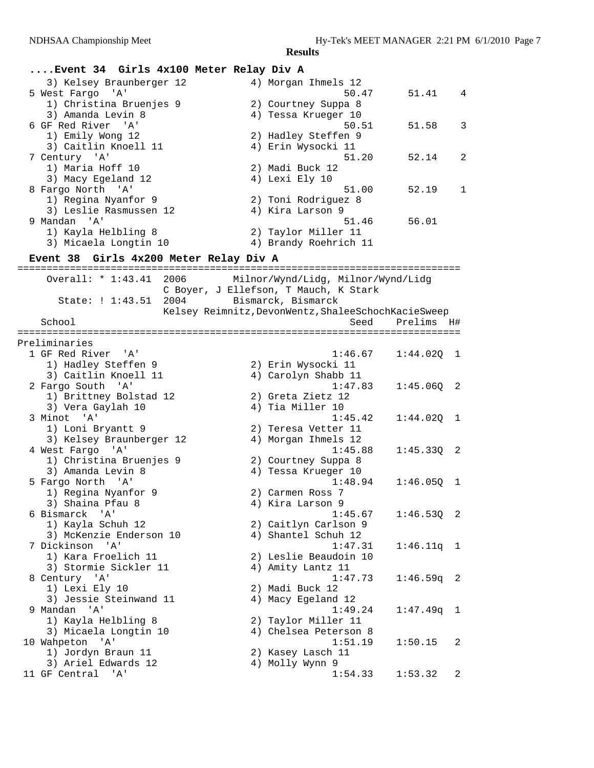**Results**

### ....Event 34 Girls 4x100 Meter Relay Div A

```
    3) Kelsey Braunberger 12          4) Morgan Ihmels 12
  5 West Fargo  'A'                                 50.47      51.41    4
    1) Christina Bruenjes 9           2) Courtney Suppa 8
    3) Amanda Levin 8                 4) Tessa Krueger 10
  6 GF Red River  'A'                               50.51      51.58    3
    1) Emily Wong 12                  2) Hadley Steffen 9
    3) Caitlin Knoell 11              4) Erin Wysocki 11
  7 Century  'A'                                    51.20      52.14    2
    1) Maria Hoff 10                  2) Madi Buck 12
    3) Macy Egeland 12                4) Lexi Ely 10
  8 Fargo North  'A'                                51.00      52.19    1
    1) Regina Nyanfor 9               2) Toni Rodriguez 8
    3) Leslie Rasmussen 12            4) Kira Larson 9
  9 Mandan  'A'                                     51.46      56.01
    1) Kayla Helbling 8               2) Taylor Miller 11
    3) Micaela Longtin 10             4) Brandy Roehrich 11
```

### Event 38 Girls 4x200 Meter Relay Div A

```
=========================================================================
    Overall: * 1:43.41  2006        Milnor/Wynd/Lidg, Milnor/Wynd/Lidg
                        C Boyer, J Ellefson, T Mauch, K Stark
      State: ! 1:43.51  2004        Bismarck, Bismarck
                        Kelsey Reimnitz,DevonWentz,ShaleeSchochKacieSweep
    School                                          Seed    Prelims  H#
=========================================================================
Preliminaries
  1 GF Red River  'A'                             1:46.67    1:44.02Q  1
    1) Hadley Steffen 9               2) Erin Wysocki 11
    3) Caitlin Knoell 11              4) Carolyn Shabb 11
  2 Fargo South  'A'                              1:47.83    1:45.06Q  2
    1) Brittney Bolstad 12            2) Greta Zietz 12
    3) Vera Gaylah 10                 4) Tia Miller 10
  3 Minot  'A'                                    1:45.42    1:44.02Q  1
    1) Loni Bryantt 9                 2) Teresa Vetter 11
    3) Kelsey Braunberger 12          4) Morgan Ihmels 12
  4 West Fargo  'A'                               1:45.88    1:45.33Q  2
    1) Christina Bruenjes 9           2) Courtney Suppa 8
    3) Amanda Levin 8                 4) Tessa Krueger 10
  5 Fargo North  'A'                              1:48.94    1:46.05Q  1
    1) Regina Nyanfor 9               2) Carmen Ross 7
    3) Shaina Pfau 8                  4) Kira Larson 9
  6 Bismarck  'A'                                 1:45.67    1:46.53Q  2
    1) Kayla Schuh 12                 2) Caitlyn Carlson 9
    3) McKenzie Enderson 10           4) Shantel Schuh 12
  7 Dickinson  'A'                                1:47.31    1:46.11q  1
    1) Kara Froelich 11               2) Leslie Beaudoin 10
    3) Stormie Sickler 11             4) Amity Lantz 11
  8 Century  'A'                                  1:47.73    1:46.59q  2
    1) Lexi Ely 10                    2) Madi Buck 12
    3) Jessie Steinwand 11            4) Macy Egeland 12
  9 Mandan  'A'                                   1:49.24    1:47.49q  1
    1) Kayla Helbling 8               2) Taylor Miller 11
    3) Micaela Longtin 10             4) Chelsea Peterson 8
 10 Wahpeton  'A'                                 1:51.19    1:50.15   2
    1) Jordyn Braun 11                2) Kasey Lasch 11
    3) Ariel Edwards 12               4) Molly Wynn 9
 11 GF Central  'A'                               1:54.33    1:53.32   2
```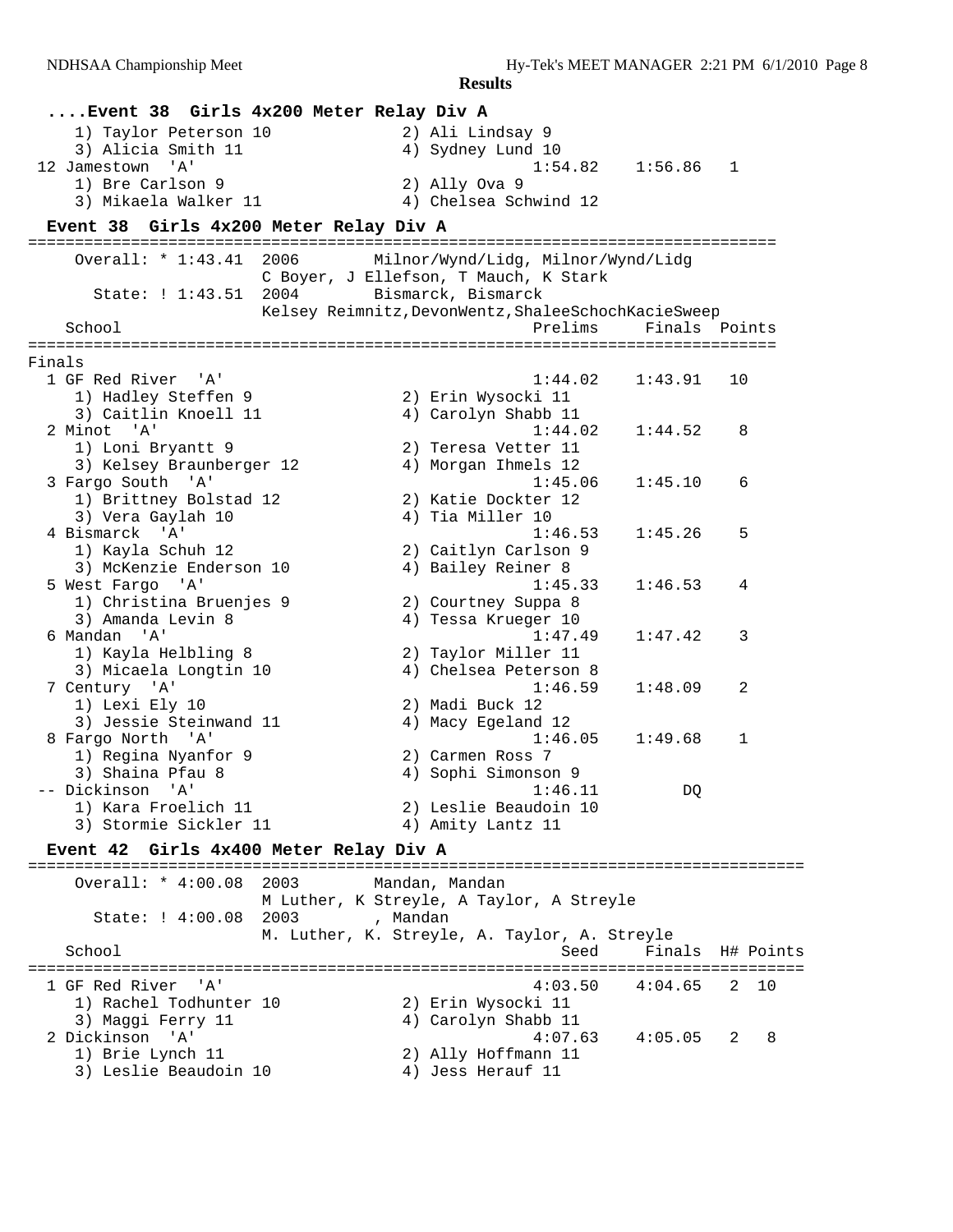## ....Event 38 Girls 4x200 Meter Relay Div A

```
    1) Taylor Peterson 10              2) Ali Lindsay 9
    3) Alicia Smith 11                 4) Sydney Lund 10
 12 Jamestown  'A'                               1:54.82    1:56.86   1
    1) Bre Carlson 9                   2) Ally Ova 9
    3) Mikaela Walker 11               4) Chelsea Schwind 12
```

## Event 38 Girls 4x200 Meter Relay Div A

```
===============================================================================
    Overall: * 1:43.41  2006        Milnor/Wynd/Lidg, Milnor/Wynd/Lidg
                        C Boyer, J Ellefson, T Mauch, K Stark
      State: ! 1:43.51  2004        Bismarck, Bismarck
                        Kelsey Reimnitz,DevonWentz,ShaleeSchochKacieSweep
   School                                        Prelims     Finals  Points
===============================================================================
Finals
  1 GF Red River  'A'                            1:44.02    1:43.91   10
    1) Hadley Steffen 9                2) Erin Wysocki 11
    3) Caitlin Knoell 11               4) Carolyn Shabb 11
  2 Minot  'A'                                   1:44.02    1:44.52    8
    1) Loni Bryantt 9                  2) Teresa Vetter 11
    3) Kelsey Braunberger 12           4) Morgan Ihmels 12
  3 Fargo South  'A'                             1:45.06    1:45.10    6
    1) Brittney Bolstad 12             2) Katie Dockter 12
    3) Vera Gaylah 10                  4) Tia Miller 10
  4 Bismarck  'A'                                1:46.53    1:45.26    5
    1) Kayla Schuh 12                  2) Caitlyn Carlson 9
    3) McKenzie Enderson 10            4) Bailey Reiner 8
  5 West Fargo  'A'                              1:45.33    1:46.53    4
    1) Christina Bruenjes 9            2) Courtney Suppa 8
    3) Amanda Levin 8                  4) Tessa Krueger 10
  6 Mandan  'A'                                  1:47.49    1:47.42    3
    1) Kayla Helbling 8                2) Taylor Miller 11
    3) Micaela Longtin 10              4) Chelsea Peterson 8
  7 Century  'A'                                 1:46.59    1:48.09    2
    1) Lexi Ely 10                     2) Madi Buck 12
    3) Jessie Steinwand 11             4) Macy Egeland 12
  8 Fargo North  'A'                             1:46.05    1:49.68    1
    1) Regina Nyanfor 9                2) Carmen Ross 7
    3) Shaina Pfau 8                   4) Sophi Simonson 9
 -- Dickinson  'A'                               1:46.11         DQ
    1) Kara Froelich 11                2) Leslie Beaudoin 10
    3) Stormie Sickler 11              4) Amity Lantz 11
```

## Event 42 Girls 4x400 Meter Relay Div A

```
==================================================================================
    Overall: * 4:00.08  2003        Mandan, Mandan
                        M Luther, K Streyle, A Taylor, A Streyle
      State: ! 4:00.08  2003        , Mandan
                        M. Luther, K. Streyle, A. Taylor, A. Streyle
   School                                           Seed     Finals  H# Points
==================================================================================
  1 GF Red River  'A'                            4:03.50    4:04.65   2  10
    1) Rachel Todhunter 10             2) Erin Wysocki 11
    3) Maggi Ferry 11                  4) Carolyn Shabb 11
  2 Dickinson  'A'                               4:07.63    4:05.05   2   8
    1) Brie Lynch 11                   2) Ally Hoffmann 11
    3) Leslie Beaudoin 10              4) Jess Herauf 11
```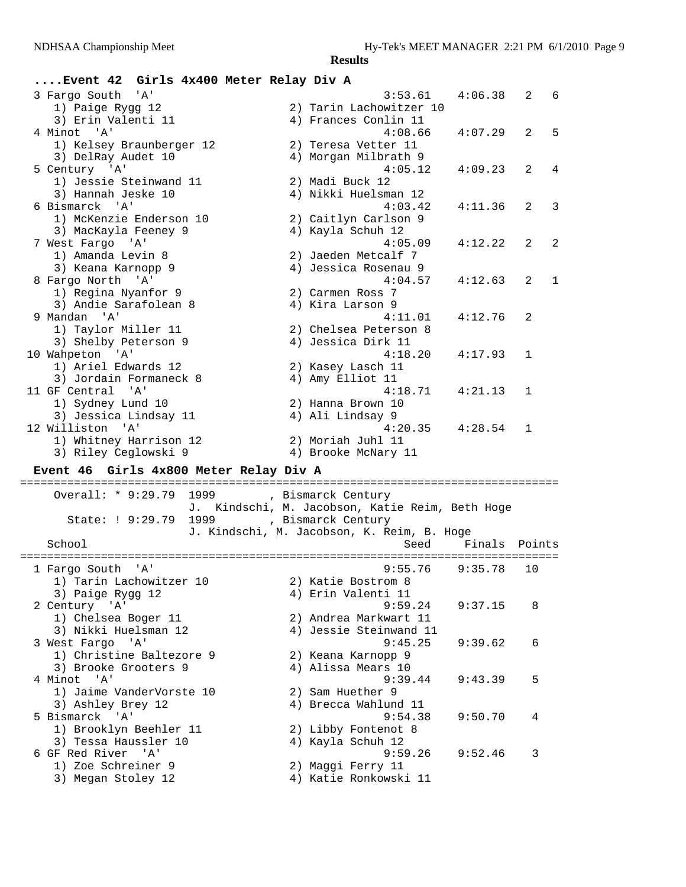## Results

### ....Event 42 Girls 4x400 Meter Relay Div A

```
  3 Fargo South  'A'                                  3:53.61    4:06.38   2   6
     1) Paige Rygg 12                   2) Tarin Lachowitzer 10
     3) Erin Valenti 11                 4) Frances Conlin 11
  4 Minot  'A'                                        4:08.66    4:07.29   2   5
     1) Kelsey Braunberger 12           2) Teresa Vetter 11
     3) DelRay Audet 10                 4) Morgan Milbrath 9
  5 Century  'A'                                      4:05.12    4:09.23   2   4
     1) Jessie Steinwand 11             2) Madi Buck 12
     3) Hannah Jeske 10                 4) Nikki Huelsman 12
  6 Bismarck  'A'                                     4:03.42    4:11.36   2   3
     1) McKenzie Enderson 10            2) Caitlyn Carlson 9
     3) MacKayla Feeney 9               4) Kayla Schuh 12
  7 West Fargo  'A'                                   4:05.09    4:12.22   2   2
     1) Amanda Levin 8                  2) Jaeden Metcalf 7
     3) Keana Karnopp 9                 4) Jessica Rosenau 9
  8 Fargo North  'A'                                  4:04.57    4:12.63   2   1
     1) Regina Nyanfor 9                2) Carmen Ross 7
     3) Andie Sarafolean 8              4) Kira Larson 9
  9 Mandan  'A'                                       4:11.01    4:12.76   2
     1) Taylor Miller 11                2) Chelsea Peterson 8
     3) Shelby Peterson 9               4) Jessica Dirk 11
 10 Wahpeton  'A'                                     4:18.20    4:17.93   1
     1) Ariel Edwards 12                2) Kasey Lasch 11
     3) Jordain Formaneck 8             4) Amy Elliot 11
 11 GF Central  'A'                                   4:18.71    4:21.13   1
     1) Sydney Lund 10                  2) Hanna Brown 10
     3) Jessica Lindsay 11              4) Ali Lindsay 9
 12 Williston  'A'                                    4:20.35    4:28.54   1
     1) Whitney Harrison 12             2) Moriah Juhl 11
     3) Riley Ceglowski 9               4) Brooke McNary 11
```

### Event 46 Girls 4x800 Meter Relay Div A

```
================================================================================
    Overall: * 9:29.79  1999        , Bismarck Century
                    J.  Kindschi, M. Jacobson, Katie Reim, Beth Hoge
      State: ! 9:29.79  1999        , Bismarck Century
                    J. Kindschi, M. Jacobson, K. Reim, B. Hoge
    School                                            Seed     Finals  Points
================================================================================
  1 Fargo South  'A'                                  9:55.76    9:35.78   10
     1) Tarin Lachowitzer 10            2) Katie Bostrom 8
     3) Paige Rygg 12                   4) Erin Valenti 11
  2 Century  'A'                                      9:59.24    9:37.15    8
     1) Chelsea Boger 11                2) Andrea Markwart 11
     3) Nikki Huelsman 12               4) Jessie Steinwand 11
  3 West Fargo  'A'                                   9:45.25    9:39.62    6
     1) Christine Baltezore 9           2) Keana Karnopp 9
     3) Brooke Grooters 9               4) Alissa Mears 10
  4 Minot  'A'                                        9:39.44    9:43.39    5
     1) Jaime VanderVorste 10           2) Sam Huether 9
     3) Ashley Brey 12                  4) Brecca Wahlund 11
  5 Bismarck  'A'                                     9:54.38    9:50.70    4
     1) Brooklyn Beehler 11             2) Libby Fontenot 8
     3) Tessa Haussler 10               4) Kayla Schuh 12
  6 GF Red River  'A'                                 9:59.26    9:52.46    3
     1) Zoe Schreiner 9                 2) Maggi Ferry 11
     3) Megan Stoley 12                 4) Katie Ronkowski 11
```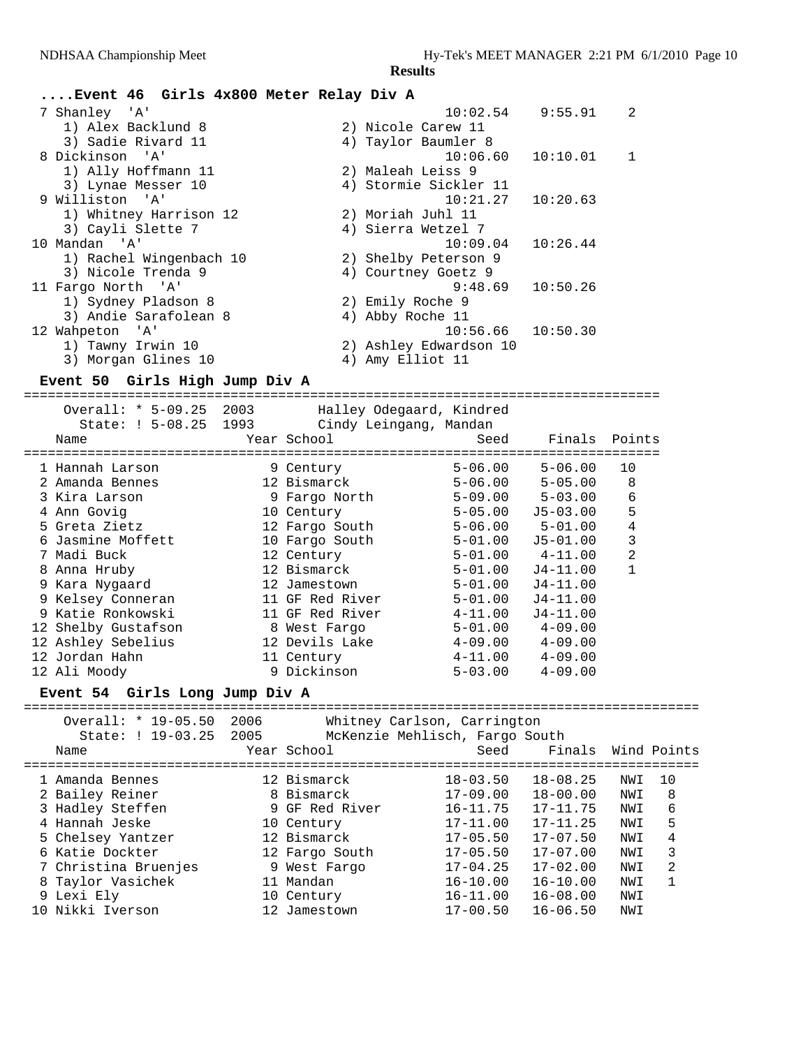## Results

### ....Event 46 Girls 4x800 Meter Relay Div A

| Place | Team | Seed | Finals | Points |
|---|---|---|---|---|
| 7 | Shanley 'A' | 10:02.54 | 9:55.91 | 2 |
| | 1) Alex Backlund 8; 2) Nicole Carew 11; 3) Sadie Rivard 11; 4) Taylor Baumler 8 | | | |
| 8 | Dickinson 'A' | 10:06.60 | 10:10.01 | 1 |
| | 1) Ally Hoffmann 11; 2) Maleah Leiss 9; 3) Lynae Messer 10; 4) Stormie Sickler 11 | | | |
| 9 | Williston 'A' | 10:21.27 | 10:20.63 | |
| | 1) Whitney Harrison 12; 2) Moriah Juhl 11; 3) Cayli Slette 7; 4) Sierra Wetzel 7 | | | |
| 10 | Mandan 'A' | 10:09.04 | 10:26.44 | |
| | 1) Rachel Wingenbach 10; 2) Shelby Peterson 9; 3) Nicole Trenda 9; 4) Courtney Goetz 9 | | | |
| 11 | Fargo North 'A' | 9:48.69 | 10:50.26 | |
| | 1) Sydney Pladson 8; 2) Emily Roche 9; 3) Andie Sarafolean 8; 4) Abby Roche 11 | | | |
| 12 | Wahpeton 'A' | 10:56.66 | 10:50.30 | |
| | 1) Tawny Irwin 10; 2) Ashley Edwardson 10; 3) Morgan Glines 10; 4) Amy Elliot 11 | | | |

### Event 50 Girls High Jump Div A

Overall: * 5-09.25 2003 Halley Odegaard, Kindred
State: ! 5-08.25 1993 Cindy Leingang, Mandan

| Place | Name | Year | School | Seed | Finals | Points |
|---|---|---|---|---|---|---|
| 1 | Hannah Larson | 9 | Century | 5-06.00 | 5-06.00 | 10 |
| 2 | Amanda Bennes | 12 | Bismarck | 5-06.00 | 5-05.00 | 8 |
| 3 | Kira Larson | 9 | Fargo North | 5-09.00 | 5-03.00 | 6 |
| 4 | Ann Govig | 10 | Century | 5-05.00 | J5-03.00 | 5 |
| 5 | Greta Zietz | 12 | Fargo South | 5-06.00 | 5-01.00 | 4 |
| 6 | Jasmine Moffett | 10 | Fargo South | 5-01.00 | J5-01.00 | 3 |
| 7 | Madi Buck | 12 | Century | 5-01.00 | 4-11.00 | 2 |
| 8 | Anna Hruby | 12 | Bismarck | 5-01.00 | J4-11.00 | 1 |
| 9 | Kara Nygaard | 12 | Jamestown | 5-01.00 | J4-11.00 | |
| 9 | Kelsey Conneran | 11 | GF Red River | 5-01.00 | J4-11.00 | |
| 9 | Katie Ronkowski | 11 | GF Red River | 4-11.00 | J4-11.00 | |
| 12 | Shelby Gustafson | 8 | West Fargo | 5-01.00 | 4-09.00 | |
| 12 | Ashley Sebelius | 12 | Devils Lake | 4-09.00 | 4-09.00 | |
| 12 | Jordan Hahn | 11 | Century | 4-11.00 | 4-09.00 | |
| 12 | Ali Moody | 9 | Dickinson | 5-03.00 | 4-09.00 | |

### Event 54 Girls Long Jump Div A

Overall: * 19-05.50 2006 Whitney Carlson, Carrington
State: ! 19-03.25 2005 McKenzie Mehlisch, Fargo South

| Place | Name | Year | School | Seed | Finals | Wind | Points |
|---|---|---|---|---|---|---|---|
| 1 | Amanda Bennes | 12 | Bismarck | 18-03.50 | 18-08.25 | NWI | 10 |
| 2 | Bailey Reiner | 8 | Bismarck | 17-09.00 | 18-00.00 | NWI | 8 |
| 3 | Hadley Steffen | 9 | GF Red River | 16-11.75 | 17-11.75 | NWI | 6 |
| 4 | Hannah Jeske | 10 | Century | 17-11.00 | 17-11.25 | NWI | 5 |
| 5 | Chelsey Yantzer | 12 | Bismarck | 17-05.50 | 17-07.50 | NWI | 4 |
| 6 | Katie Dockter | 12 | Fargo South | 17-05.50 | 17-07.00 | NWI | 3 |
| 7 | Christina Bruenjes | 9 | West Fargo | 17-04.25 | 17-02.00 | NWI | 2 |
| 8 | Taylor Vasichek | 11 | Mandan | 16-10.00 | 16-10.00 | NWI | 1 |
| 9 | Lexi Ely | 10 | Century | 16-11.00 | 16-08.00 | NWI | |
| 10 | Nikki Iverson | 12 | Jamestown | 17-00.50 | 16-06.50 | NWI | |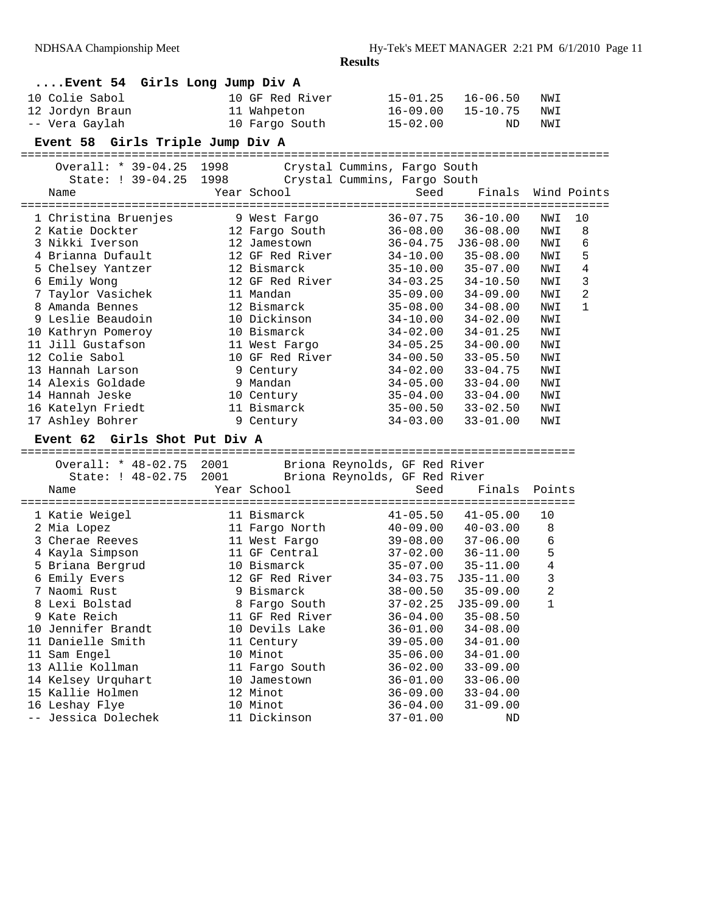**Results**

### ....Event 54 Girls Long Jump Div A

| Name | Year | School | Seed | Finals | Wind | Points |
|---|---|---|---|---|---|---|
| 10 Colie Sabol | 10 | GF Red River | 15-01.25 | 16-06.50 | NWI | |
| 12 Jordyn Braun | 11 | Wahpeton | 16-09.00 | 15-10.75 | NWI | |
| -- Vera Gaylah | 10 | Fargo South | 15-02.00 | ND | NWI | |

### Event 58 Girls Triple Jump Div A

Overall: * 39-04.25 1998 Crystal Cummins, Fargo South
State: ! 39-04.25 1998 Crystal Cummins, Fargo South

| Name | Year | School | Seed | Finals | Wind | Points |
|---|---|---|---|---|---|---|
| 1 Christina Bruenjes | 9 | West Fargo | 36-07.75 | 36-10.00 | NWI | 10 |
| 2 Katie Dockter | 12 | Fargo South | 36-08.00 | 36-08.00 | NWI | 8 |
| 3 Nikki Iverson | 12 | Jamestown | 36-04.75 | J36-08.00 | NWI | 6 |
| 4 Brianna Dufault | 12 | GF Red River | 34-10.00 | 35-08.00 | NWI | 5 |
| 5 Chelsey Yantzer | 12 | Bismarck | 35-10.00 | 35-07.00 | NWI | 4 |
| 6 Emily Wong | 12 | GF Red River | 34-03.25 | 34-10.50 | NWI | 3 |
| 7 Taylor Vasichek | 11 | Mandan | 35-09.00 | 34-09.00 | NWI | 2 |
| 8 Amanda Bennes | 12 | Bismarck | 35-08.00 | 34-08.00 | NWI | 1 |
| 9 Leslie Beaudoin | 10 | Dickinson | 34-10.00 | 34-02.00 | NWI | |
| 10 Kathryn Pomeroy | 10 | Bismarck | 34-02.00 | 34-01.25 | NWI | |
| 11 Jill Gustafson | 11 | West Fargo | 34-05.25 | 34-00.00 | NWI | |
| 12 Colie Sabol | 10 | GF Red River | 34-00.50 | 33-05.50 | NWI | |
| 13 Hannah Larson | 9 | Century | 34-02.00 | 33-04.75 | NWI | |
| 14 Alexis Goldade | 9 | Mandan | 34-05.00 | 33-04.00 | NWI | |
| 14 Hannah Jeske | 10 | Century | 35-04.00 | 33-04.00 | NWI | |
| 16 Katelyn Friedt | 11 | Bismarck | 35-00.50 | 33-02.50 | NWI | |
| 17 Ashley Bohrer | 9 | Century | 34-03.00 | 33-01.00 | NWI | |

### Event 62 Girls Shot Put Div A

Overall: * 48-02.75 2001 Briona Reynolds, GF Red River
State: ! 48-02.75 2001 Briona Reynolds, GF Red River

| Name | Year | School | Seed | Finals | Points |
|---|---|---|---|---|---|
| 1 Katie Weigel | 11 | Bismarck | 41-05.50 | 41-05.00 | 10 |
| 2 Mia Lopez | 11 | Fargo North | 40-09.00 | 40-03.00 | 8 |
| 3 Cherae Reeves | 11 | West Fargo | 39-08.00 | 37-06.00 | 6 |
| 4 Kayla Simpson | 11 | GF Central | 37-02.00 | 36-11.00 | 5 |
| 5 Briana Bergrud | 10 | Bismarck | 35-07.00 | 35-11.00 | 4 |
| 6 Emily Evers | 12 | GF Red River | 34-03.75 | J35-11.00 | 3 |
| 7 Naomi Rust | 9 | Bismarck | 38-00.50 | 35-09.00 | 2 |
| 8 Lexi Bolstad | 8 | Fargo South | 37-02.25 | J35-09.00 | 1 |
| 9 Kate Reich | 11 | GF Red River | 36-04.00 | 35-08.50 | |
| 10 Jennifer Brandt | 10 | Devils Lake | 36-01.00 | 34-08.00 | |
| 11 Danielle Smith | 11 | Century | 39-05.00 | 34-01.00 | |
| 11 Sam Engel | 10 | Minot | 35-06.00 | 34-01.00 | |
| 13 Allie Kollman | 11 | Fargo South | 36-02.00 | 33-09.00 | |
| 14 Kelsey Urquhart | 10 | Jamestown | 36-01.00 | 33-06.00 | |
| 15 Kallie Holmen | 12 | Minot | 36-09.00 | 33-04.00 | |
| 16 Leshay Flye | 10 | Minot | 36-04.00 | 31-09.00 | |
| -- Jessica Dolechek | 11 | Dickinson | 37-01.00 | ND | |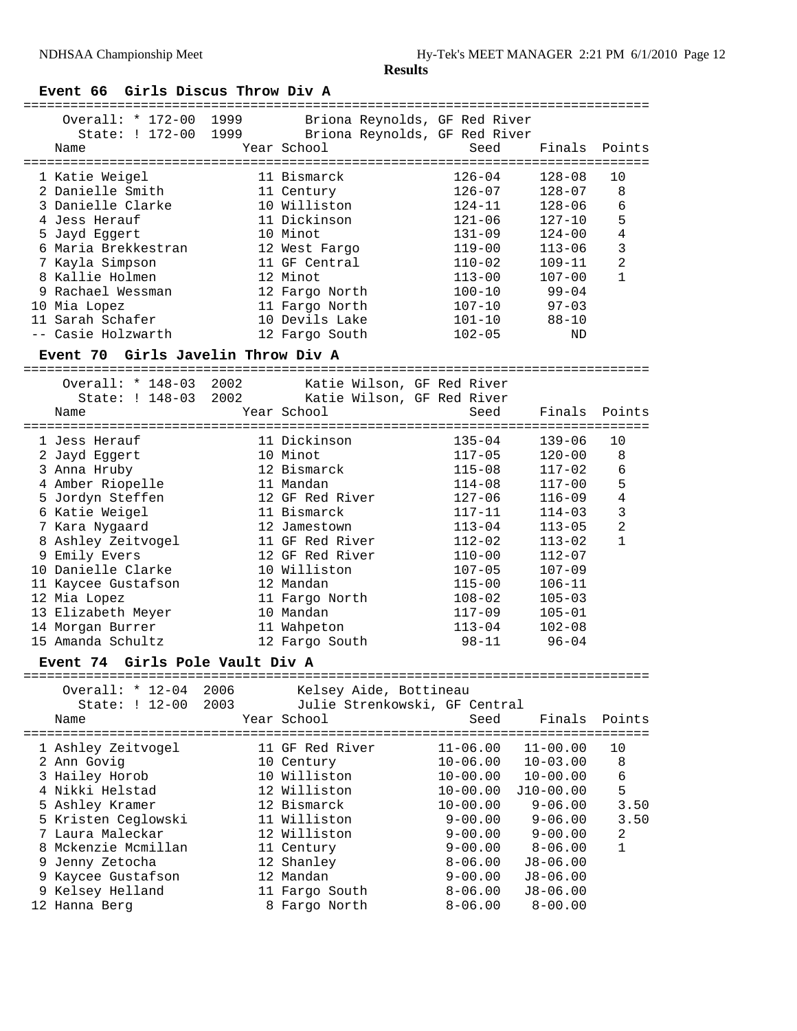**Results**

### Event 66 Girls Discus Throw Div A

Overall: * 172-00 1999 Briona Reynolds, GF Red River
State: ! 172-00 1999 Briona Reynolds, GF Red River

| Place | Name | Year | School | Seed | Finals | Points |
|---|---|---|---|---|---|---|
| 1 | Katie Weigel | 11 | Bismarck | 126-04 | 128-08 | 10 |
| 2 | Danielle Smith | 11 | Century | 126-07 | 128-07 | 8 |
| 3 | Danielle Clarke | 10 | Williston | 124-11 | 128-06 | 6 |
| 4 | Jess Herauf | 11 | Dickinson | 121-06 | 127-10 | 5 |
| 5 | Jayd Eggert | 10 | Minot | 131-09 | 124-00 | 4 |
| 6 | Maria Brekkestran | 12 | West Fargo | 119-00 | 113-06 | 3 |
| 7 | Kayla Simpson | 11 | GF Central | 110-02 | 109-11 | 2 |
| 8 | Kallie Holmen | 12 | Minot | 113-00 | 107-00 | 1 |
| 9 | Rachael Wessman | 12 | Fargo North | 100-10 | 99-04 | |
| 10 | Mia Lopez | 11 | Fargo North | 107-10 | 97-03 | |
| 11 | Sarah Schafer | 10 | Devils Lake | 101-10 | 88-10 | |
| -- | Casie Holzwarth | 12 | Fargo South | 102-05 | ND | |

### Event 70 Girls Javelin Throw Div A

Overall: * 148-03 2002 Katie Wilson, GF Red River
State: ! 148-03 2002 Katie Wilson, GF Red River

| Place | Name | Year | School | Seed | Finals | Points |
|---|---|---|---|---|---|---|
| 1 | Jess Herauf | 11 | Dickinson | 135-04 | 139-06 | 10 |
| 2 | Jayd Eggert | 10 | Minot | 117-05 | 120-00 | 8 |
| 3 | Anna Hruby | 12 | Bismarck | 115-08 | 117-02 | 6 |
| 4 | Amber Riopelle | 11 | Mandan | 114-08 | 117-00 | 5 |
| 5 | Jordyn Steffen | 12 | GF Red River | 127-06 | 116-09 | 4 |
| 6 | Katie Weigel | 11 | Bismarck | 117-11 | 114-03 | 3 |
| 7 | Kara Nygaard | 12 | Jamestown | 113-04 | 113-05 | 2 |
| 8 | Ashley Zeitvogel | 11 | GF Red River | 112-02 | 113-02 | 1 |
| 9 | Emily Evers | 12 | GF Red River | 110-00 | 112-07 | |
| 10 | Danielle Clarke | 10 | Williston | 107-05 | 107-09 | |
| 11 | Kaycee Gustafson | 12 | Mandan | 115-00 | 106-11 | |
| 12 | Mia Lopez | 11 | Fargo North | 108-02 | 105-03 | |
| 13 | Elizabeth Meyer | 10 | Mandan | 117-09 | 105-01 | |
| 14 | Morgan Burrer | 11 | Wahpeton | 113-04 | 102-08 | |
| 15 | Amanda Schultz | 12 | Fargo South | 98-11 | 96-04 | |

### Event 74 Girls Pole Vault Div A

Overall: * 12-04 2006 Kelsey Aide, Bottineau
State: ! 12-00 2003 Julie Strenkowski, GF Central

| Place | Name | Year | School | Seed | Finals | Points |
|---|---|---|---|---|---|---|
| 1 | Ashley Zeitvogel | 11 | GF Red River | 11-06.00 | 11-00.00 | 10 |
| 2 | Ann Govig | 10 | Century | 10-06.00 | 10-03.00 | 8 |
| 3 | Hailey Horob | 10 | Williston | 10-00.00 | 10-00.00 | 6 |
| 4 | Nikki Helstad | 12 | Williston | 10-00.00 | J10-00.00 | 5 |
| 5 | Ashley Kramer | 12 | Bismarck | 10-00.00 | 9-06.00 | 3.50 |
| 5 | Kristen Ceglowski | 11 | Williston | 9-00.00 | 9-06.00 | 3.50 |
| 7 | Laura Maleckar | 12 | Williston | 9-00.00 | 9-00.00 | 2 |
| 8 | Mckenzie Mcmillan | 11 | Century | 9-00.00 | 8-06.00 | 1 |
| 9 | Jenny Zetocha | 12 | Shanley | 8-06.00 | J8-06.00 | |
| 9 | Kaycee Gustafson | 12 | Mandan | 9-00.00 | J8-06.00 | |
| 9 | Kelsey Helland | 11 | Fargo South | 8-06.00 | J8-06.00 | |
| 12 | Hanna Berg | 8 | Fargo North | 8-06.00 | 8-00.00 | |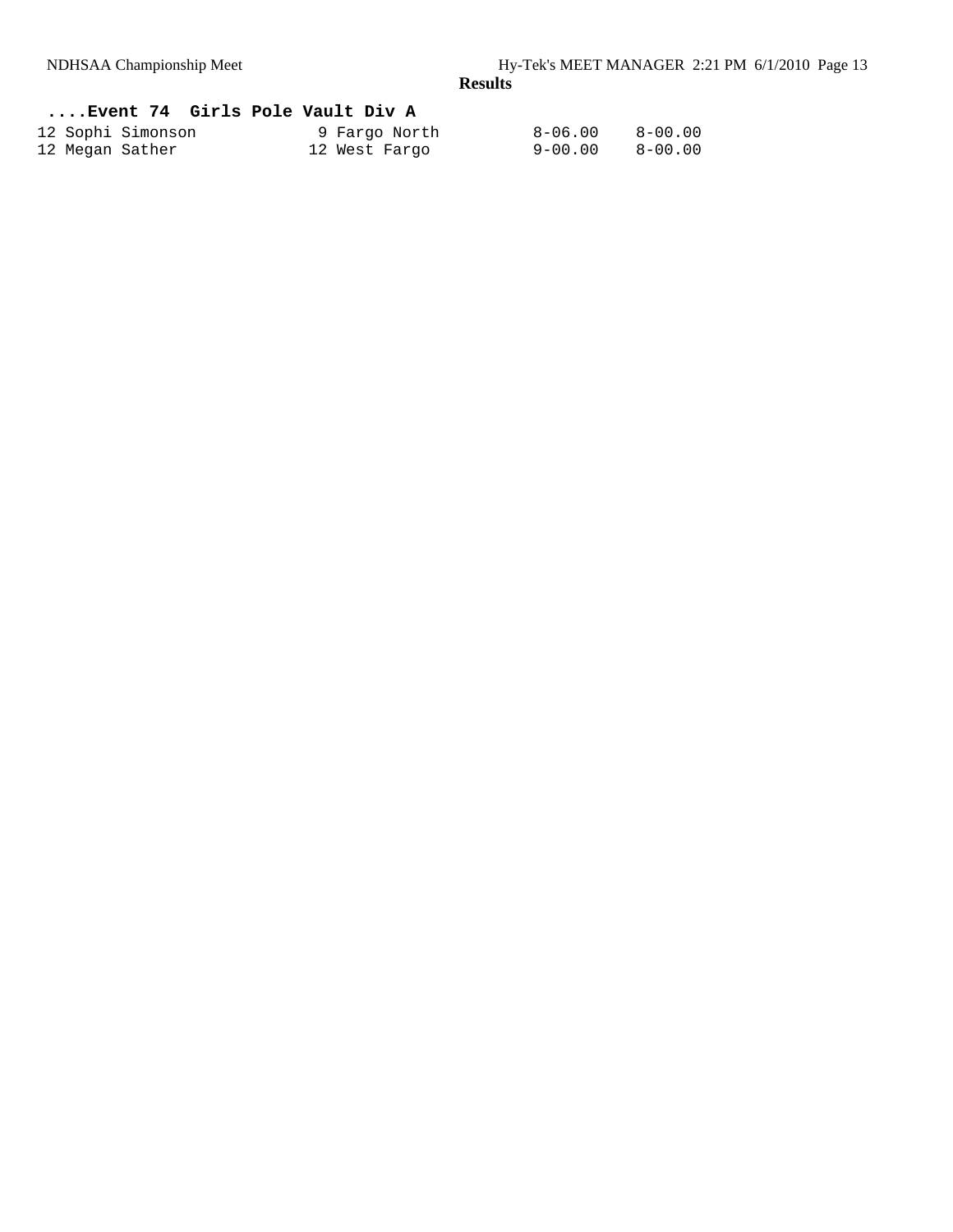### ....Event 74  Girls Pole Vault Div A

| | | | | | |
|---|---|---|---|---|---|
| 12 | Sophi Simonson | 9 | Fargo North | 8-06.00 | 8-00.00 |
| 12 | Megan Sather | 12 | West Fargo | 9-00.00 | 8-00.00 |